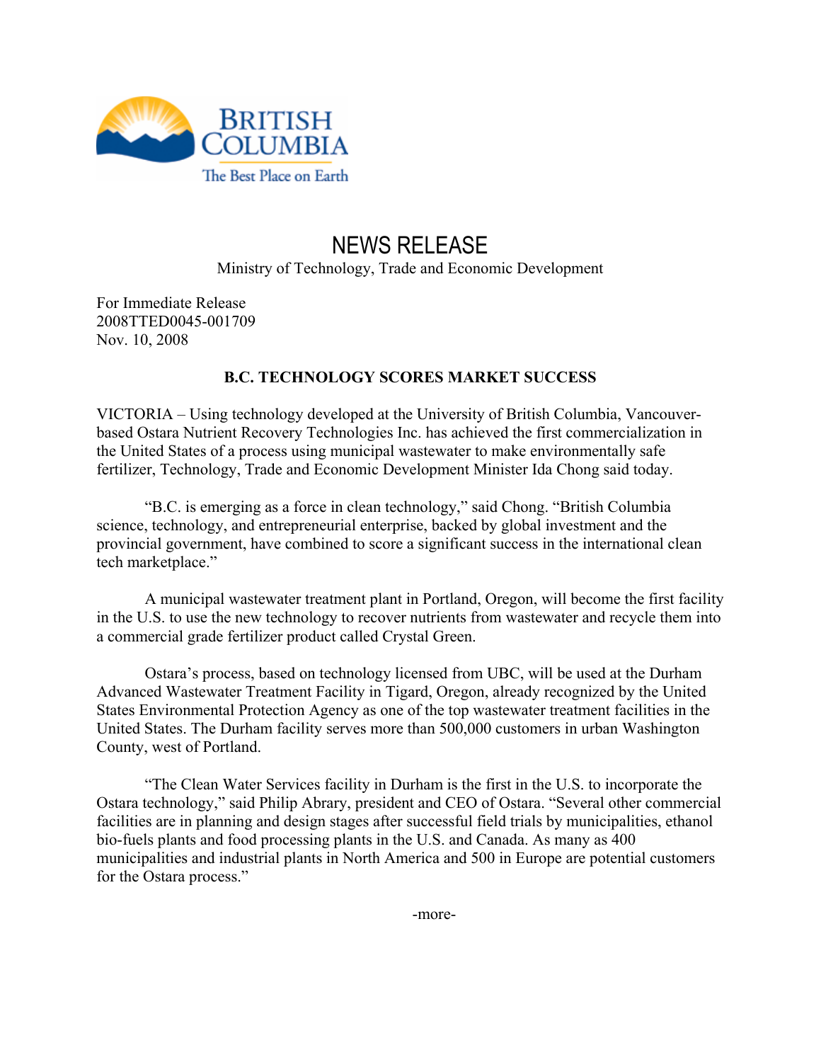BRITISH COLUMBIA

The Best Place on Earth

# NEWS RELEASE

Ministry of Technology, Trade and Economic Development

For Immediate Release
2008TTED0045-001709
Nov. 10, 2008

## B.C. TECHNOLOGY SCORES MARKET SUCCESS

VICTORIA – Using technology developed at the University of British Columbia, Vancouver-based Ostara Nutrient Recovery Technologies Inc. has achieved the first commercialization in the United States of a process using municipal wastewater to make environmentally safe fertilizer, Technology, Trade and Economic Development Minister Ida Chong said today.

"B.C. is emerging as a force in clean technology," said Chong. "British Columbia science, technology, and entrepreneurial enterprise, backed by global investment and the provincial government, have combined to score a significant success in the international clean tech marketplace."

A municipal wastewater treatment plant in Portland, Oregon, will become the first facility in the U.S. to use the new technology to recover nutrients from wastewater and recycle them into a commercial grade fertilizer product called Crystal Green.

Ostara's process, based on technology licensed from UBC, will be used at the Durham Advanced Wastewater Treatment Facility in Tigard, Oregon, already recognized by the United States Environmental Protection Agency as one of the top wastewater treatment facilities in the United States. The Durham facility serves more than 500,000 customers in urban Washington County, west of Portland.

"The Clean Water Services facility in Durham is the first in the U.S. to incorporate the Ostara technology," said Philip Abrary, president and CEO of Ostara. "Several other commercial facilities are in planning and design stages after successful field trials by municipalities, ethanol bio-fuels plants and food processing plants in the U.S. and Canada. As many as 400 municipalities and industrial plants in North America and 500 in Europe are potential customers for the Ostara process."

-more-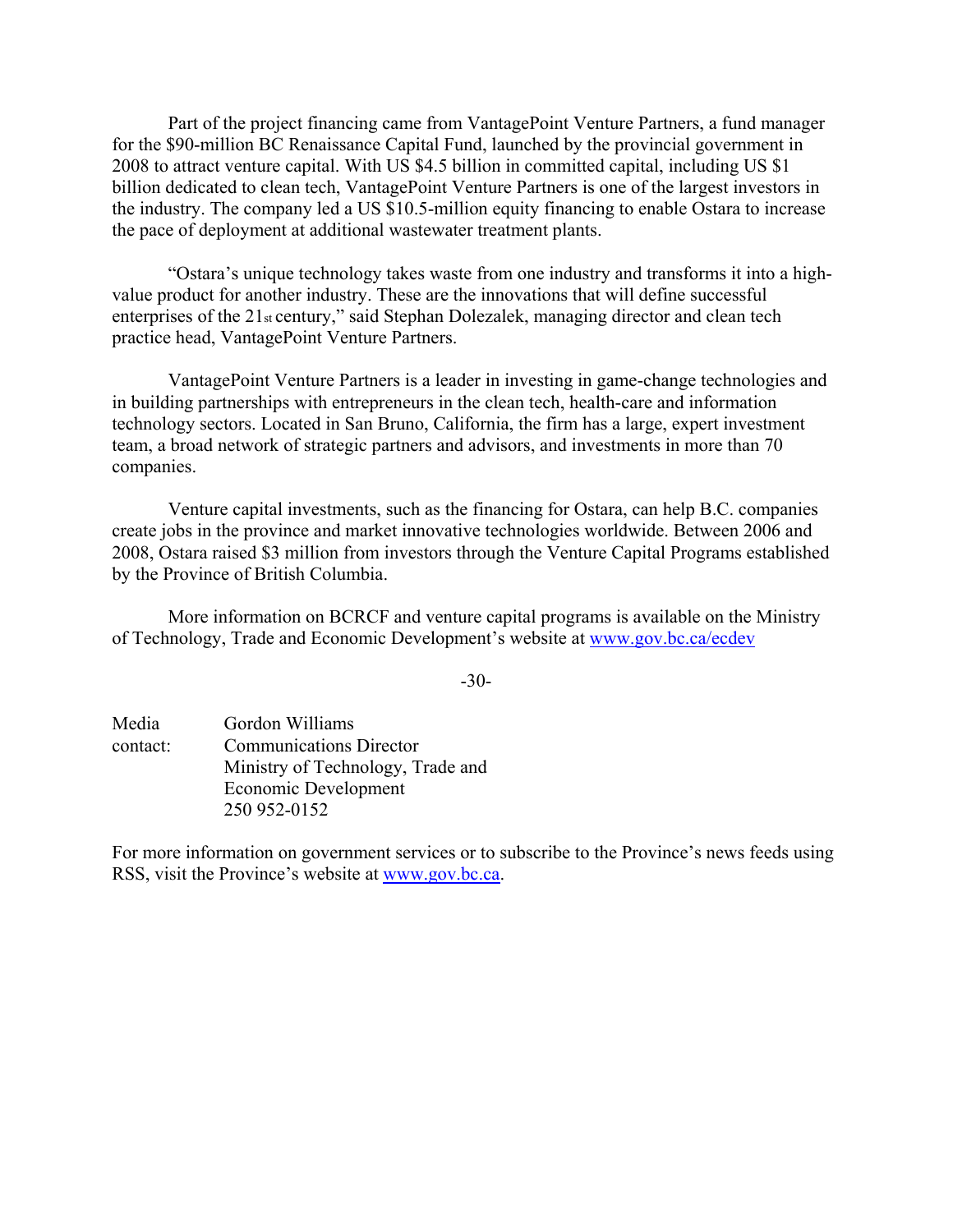Part of the project financing came from VantagePoint Venture Partners, a fund manager for the $90-million BC Renaissance Capital Fund, launched by the provincial government in 2008 to attract venture capital. With US $4.5 billion in committed capital, including US $1 billion dedicated to clean tech, VantagePoint Venture Partners is one of the largest investors in the industry. The company led a US $10.5-million equity financing to enable Ostara to increase the pace of deployment at additional wastewater treatment plants.

"Ostara's unique technology takes waste from one industry and transforms it into a high-value product for another industry. These are the innovations that will define successful enterprises of the 21st century," said Stephan Dolezalek, managing director and clean tech practice head, VantagePoint Venture Partners.

VantagePoint Venture Partners is a leader in investing in game-change technologies and in building partnerships with entrepreneurs in the clean tech, health-care and information technology sectors. Located in San Bruno, California, the firm has a large, expert investment team, a broad network of strategic partners and advisors, and investments in more than 70 companies.

Venture capital investments, such as the financing for Ostara, can help B.C. companies create jobs in the province and market innovative technologies worldwide. Between 2006 and 2008, Ostara raised $3 million from investors through the Venture Capital Programs established by the Province of British Columbia.

More information on BCRCF and venture capital programs is available on the Ministry of Technology, Trade and Economic Development's website at www.gov.bc.ca/ecdev

-30-

| | |
|---|---|
| Media contact: | Gordon Williams<br>Communications Director<br>Ministry of Technology, Trade and Economic Development<br>250 952-0152 |

For more information on government services or to subscribe to the Province's news feeds using RSS, visit the Province's website at www.gov.bc.ca.